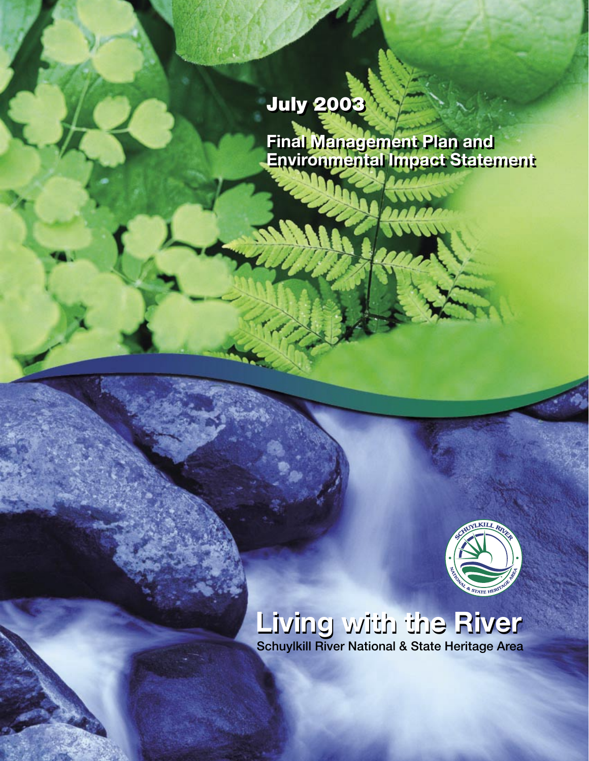July 2003

# Final Management Plan and Environmental Impact Statement

# Living with the River

Schuylkill River National & State Heritage Area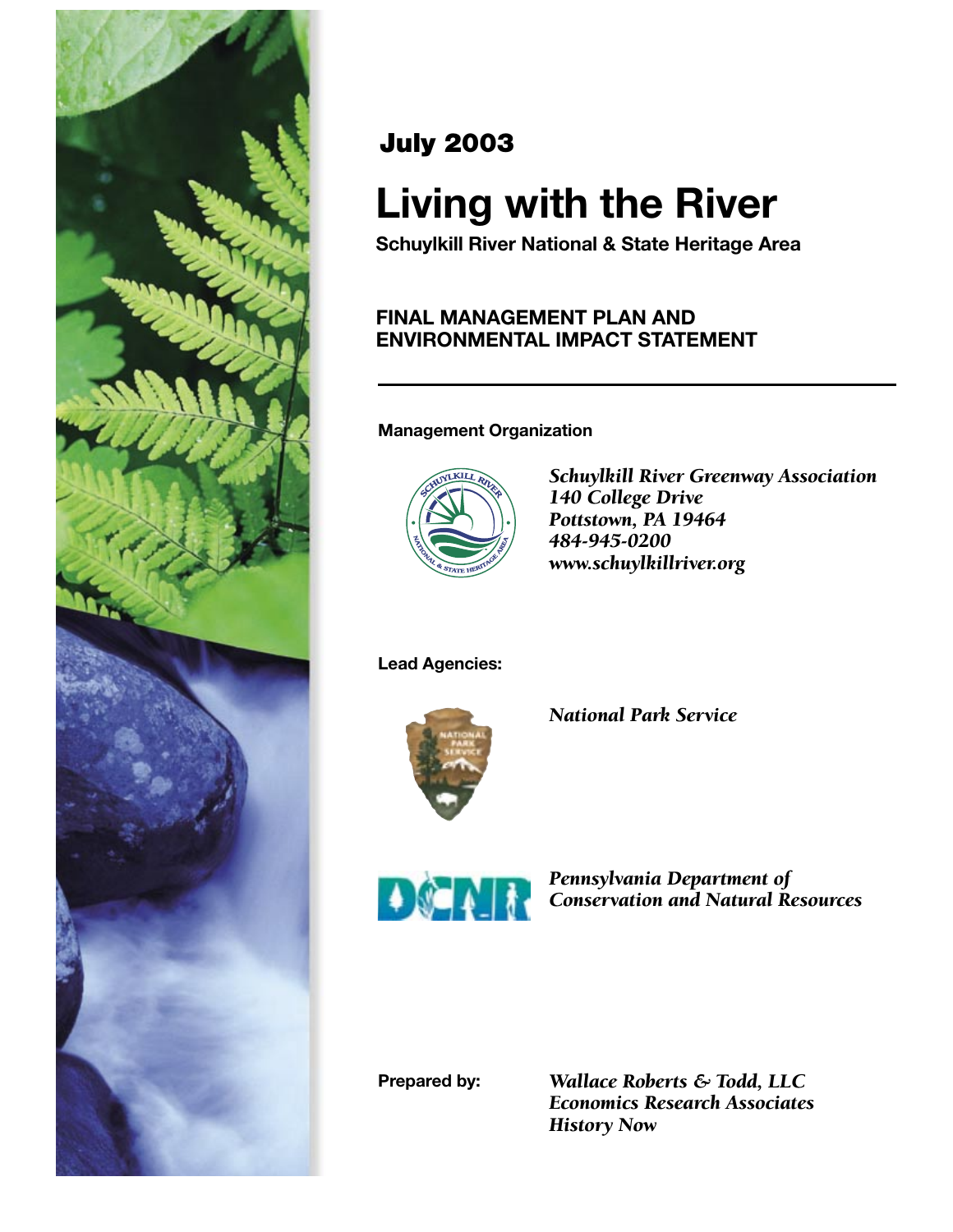**July 2003**

# Living with the River

**Schuylkill River National & State Heritage Area**

## FINAL MANAGEMENT PLAN AND ENVIRONMENTAL IMPACT STATEMENT

**Management Organization**

*Schuylkill River Greenway Association*
*140 College Drive*
*Pottstown, PA 19464*
*484-945-0200*
*www.schuylkillriver.org*

**Lead Agencies:**

*National Park Service*

*Pennsylvania Department of Conservation and Natural Resources*

**Prepared by:**

*Wallace Roberts & Todd, LLC*
*Economics Research Associates*
*History Now*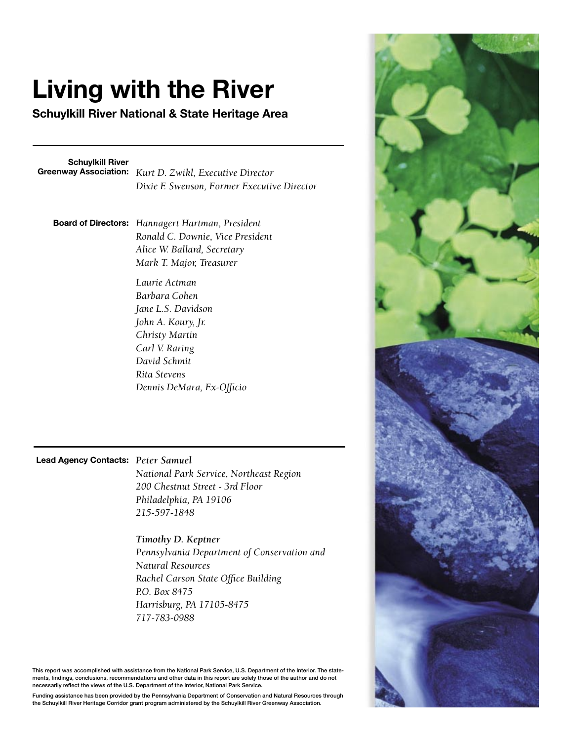# Living with the River

## Schuylkill River National & State Heritage Area

**Schuylkill River Greenway Association:** *Kurt D. Zwikl, Executive Director*
*Dixie F. Swenson, Former Executive Director*

**Board of Directors:** *Hannagert Hartman, President*
*Ronald C. Downie, Vice President*
*Alice W. Ballard, Secretary*
*Mark T. Major, Treasurer*

*Laurie Actman*
*Barbara Cohen*
*Jane L.S. Davidson*
*John A. Koury, Jr.*
*Christy Martin*
*Carl V. Raring*
*David Schmit*
*Rita Stevens*
*Dennis DeMara, Ex-Officio*

---

**Lead Agency Contacts:** ***Peter Samuel***
*National Park Service, Northeast Region*
*200 Chestnut Street - 3rd Floor*
*Philadelphia, PA 19106*
*215-597-1848*

***Timothy D. Keptner***
*Pennsylvania Department of Conservation and Natural Resources*
*Rachel Carson State Office Building*
*P.O. Box 8475*
*Harrisburg, PA 17105-8475*
*717-783-0988*

This report was accomplished with assistance from the National Park Service, U.S. Department of the Interior. The statements, findings, conclusions, recommendations and other data in this report are solely those of the author and do not necessarily reflect the views of the U.S. Department of the Interior, National Park Service.

Funding assistance has been provided by the Pennsylvania Department of Conservation and Natural Resources through the Schuylkill River Heritage Corridor grant program administered by the Schuylkill River Greenway Association.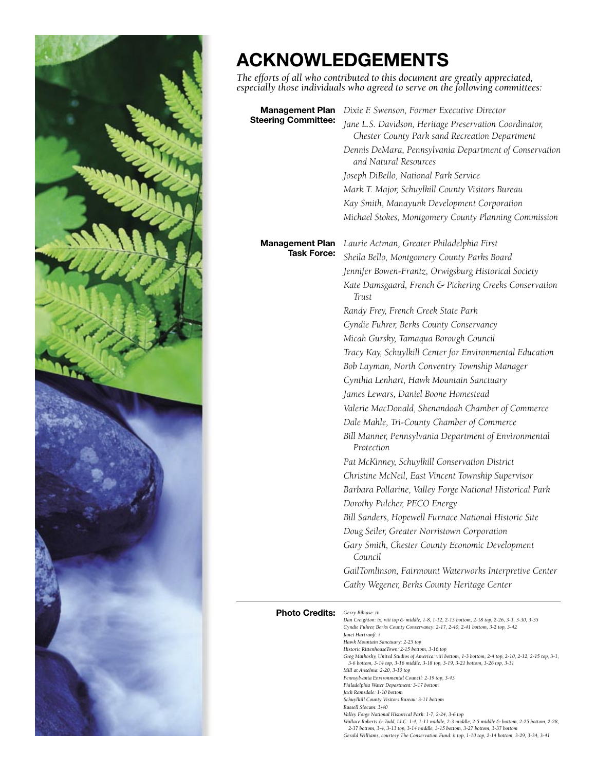# ACKNOWLEDGEMENTS

*The efforts of all who contributed to this document are greatly appreciated, especially those individuals who agreed to serve on the following committees:*

**Management Plan Steering Committee:**

*Dixie F. Swenson, Former Executive Director*
*Jane L.S. Davidson, Heritage Preservation Coordinator, Chester County Park sand Recreation Department*
*Dennis DeMara, Pennsylvania Department of Conservation and Natural Resources*
*Joseph DiBello, National Park Service*
*Mark T. Major, Schuylkill County Visitors Bureau*
*Kay Smith, Manayunk Development Corporation*
*Michael Stokes, Montgomery County Planning Commission*

**Management Plan Task Force:**

*Laurie Actman, Greater Philadelphia First*
*Sheila Bello, Montgomery County Parks Board*
*Jennifer Bowen-Frantz, Orwigsburg Historical Society*
*Kate Damsgaard, French & Pickering Creeks Conservation Trust*
*Randy Frey, French Creek State Park*
*Cyndie Fuhrer, Berks County Conservancy*
*Micah Gursky, Tamaqua Borough Council*
*Tracy Kay, Schuylkill Center for Environmental Education*
*Bob Layman, North Conventry Township Manager*
*Cynthia Lenhart, Hawk Mountain Sanctuary*
*James Lewars, Daniel Boone Homestead*
*Valerie MacDonald, Shenandoah Chamber of Commerce*
*Dale Mahle, Tri-County Chamber of Commerce*
*Bill Manner, Pennsylvania Department of Environmental Protection*
*Pat McKinney, Schuylkill Conservation District*
*Christine McNeil, East Vincent Township Supervisor*
*Barbara Pollarine, Valley Forge National Historical Park*
*Dorothy Pulcher, PECO Energy*
*Bill Sanders, Hopewell Furnace National Historic Site*
*Doug Seiler, Greater Norristown Corporation*
*Gary Smith, Chester County Economic Development Council*
*GailTomlinson, Fairmount Waterworks Interpretive Center*
*Cathy Wegener, Berks County Heritage Center*

---

**Photo Credits:**

*Gerry Bibiase: iii*
*Dan Creighton: ix, viii top & middle, 1-8, 1-12, 2-13 bottom, 2-18 top, 2-26, 3-3, 3-30, 3-35*
*Cyndie Fuhrer, Berks County Conservancy: 2-17, 2-40, 2-41 bottom, 3-2 top, 3-42*
*Janet Hartranft: i*
*Hawk Mountain Sanctuary: 2-25 top*
*Historic RittenhouseTown: 2-15 bottom, 3-16 top*
*Greg Matkosky, United Studios of America: viii bottom, 1-3 bottom, 2-4 top, 2-10, 2-12, 2-15 top, 3-1, 3-6 bottom, 3-14 top, 3-16 middle, 3-18 top, 3-19, 3-21 bottom, 3-26 top, 3-31*
*Mill at Anselma: 2-20, 3-10 top*
*Pennsylvania Environmental Council: 2-19 top, 3-43*
*Philadelphia Water Department: 3-17 bottom*
*Jack Ramsdale: 1-10 bottom*
*Schuylkill County Visitors Bureau: 3-11 bottom*
*Russell Slocum: 3-40*
*Valley Forge National Historical Park: 1-7, 2-24, 3-6 top*
*Wallace Roberts & Todd, LLC: 1-4, 1-11 middle, 2-3 middle, 2-5 middle & bottom, 2-25 bottom, 2-28, 2-37 bottom, 3-4, 3-13 top, 3-14 middle, 3-15 bottom, 3-27 bottom, 3-37 bottom*
*Gerald Williams, courtesy The Conservation Fund: ii top, 1-10 top, 2-14 bottom, 3-29, 3-34, 3-41*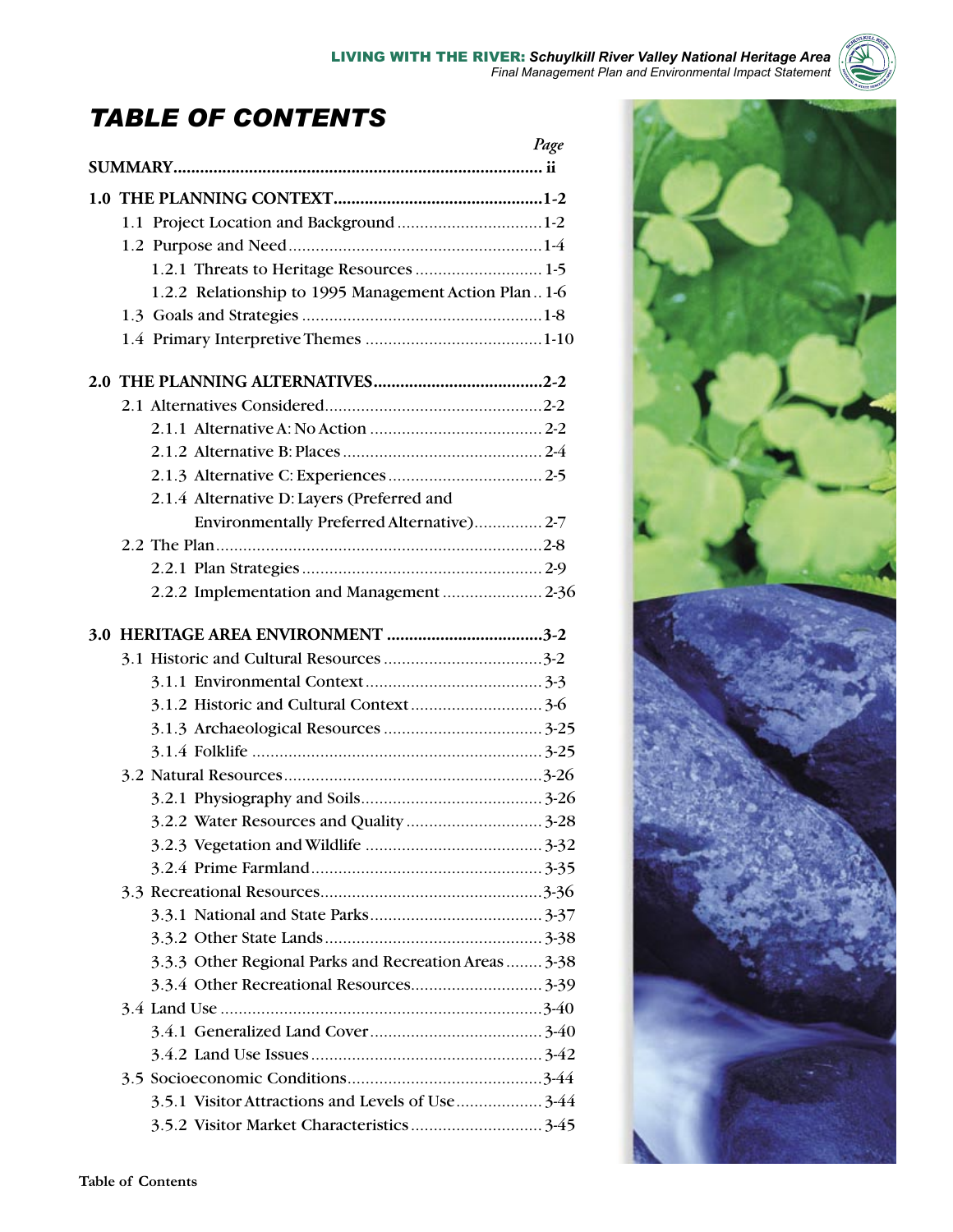# TABLE OF CONTENTS

| | Page |
|---|---|
| **SUMMARY** | **ii** |
| **1.0 THE PLANNING CONTEXT** | **1-2** |
| 1.1 Project Location and Background | 1-2 |
| 1.2 Purpose and Need | 1-4 |
| 1.2.1 Threats to Heritage Resources | 1-5 |
| 1.2.2 Relationship to 1995 Management Action Plan | 1-6 |
| 1.3 Goals and Strategies | 1-8 |
| 1.4 Primary Interpretive Themes | 1-10 |
| **2.0 THE PLANNING ALTERNATIVES** | **2-2** |
| 2.1 Alternatives Considered | 2-2 |
| 2.1.1 Alternative A: No Action | 2-2 |
| 2.1.2 Alternative B: Places | 2-4 |
| 2.1.3 Alternative C: Experiences | 2-5 |
| 2.1.4 Alternative D: Layers (Preferred and Environmentally Preferred Alternative) | 2-7 |
| 2.2 The Plan | 2-8 |
| 2.2.1 Plan Strategies | 2-9 |
| 2.2.2 Implementation and Management | 2-36 |
| **3.0 HERITAGE AREA ENVIRONMENT** | **3-2** |
| 3.1 Historic and Cultural Resources | 3-2 |
| 3.1.1 Environmental Context | 3-3 |
| 3.1.2 Historic and Cultural Context | 3-6 |
| 3.1.3 Archaeological Resources | 3-25 |
| 3.1.4 Folklife | 3-25 |
| 3.2 Natural Resources | 3-26 |
| 3.2.1 Physiography and Soils | 3-26 |
| 3.2.2 Water Resources and Quality | 3-28 |
| 3.2.3 Vegetation and Wildlife | 3-32 |
| 3.2.4 Prime Farmland | 3-35 |
| 3.3 Recreational Resources | 3-36 |
| 3.3.1 National and State Parks | 3-37 |
| 3.3.2 Other State Lands | 3-38 |
| 3.3.3 Other Regional Parks and Recreation Areas | 3-38 |
| 3.3.4 Other Recreational Resources | 3-39 |
| 3.4 Land Use | 3-40 |
| 3.4.1 Generalized Land Cover | 3-40 |
| 3.4.2 Land Use Issues | 3-42 |
| 3.5 Socioeconomic Conditions | 3-44 |
| 3.5.1 Visitor Attractions and Levels of Use | 3-44 |
| 3.5.2 Visitor Market Characteristics | 3-45 |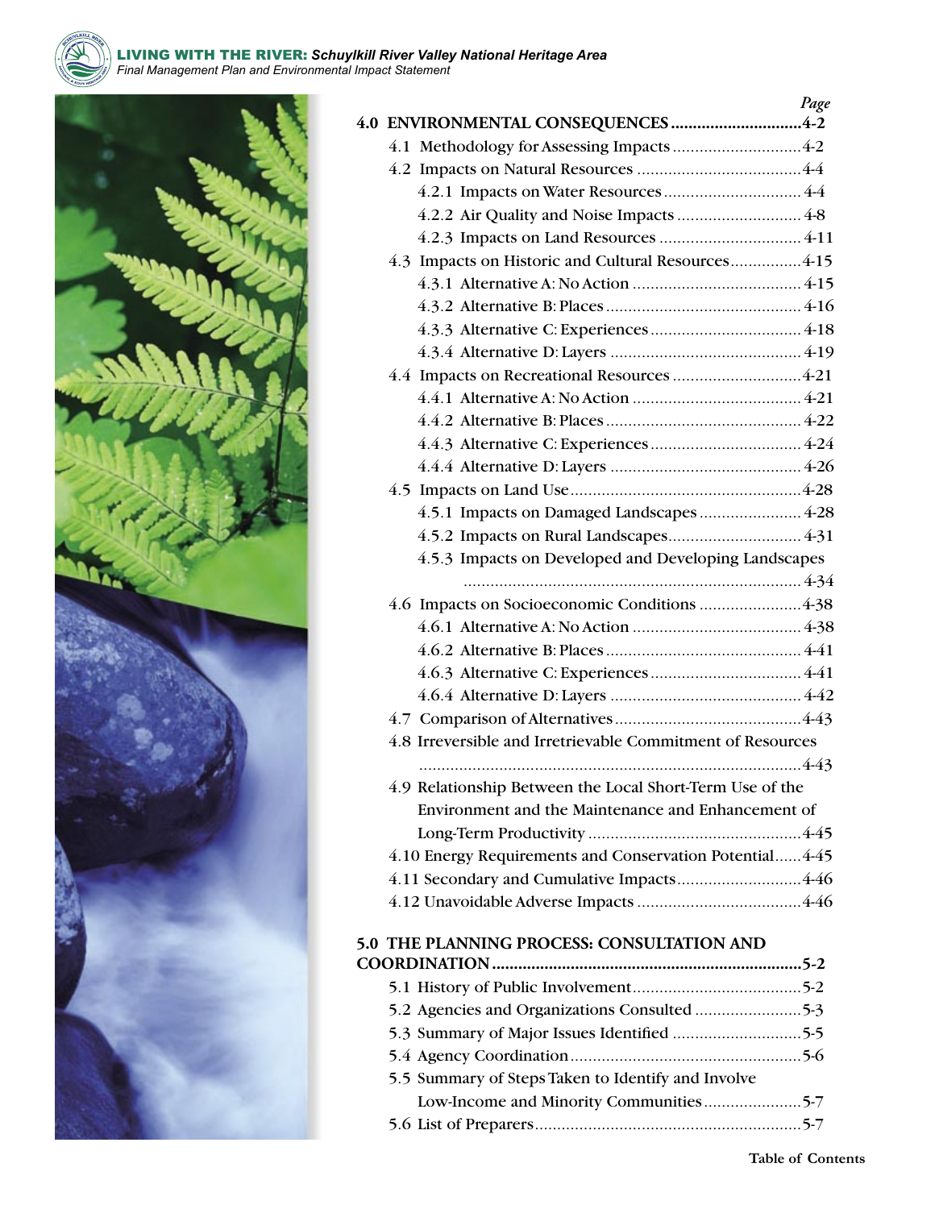*Page*

**4.0 ENVIRONMENTAL CONSEQUENCES ............................. 4-2**

- 4.1 Methodology for Assessing Impacts ............................. 4-2
- 4.2 Impacts on Natural Resources ..................................... 4-4
  - 4.2.1 Impacts on Water Resources ............................... 4-4
  - 4.2.2 Air Quality and Noise Impacts ............................ 4-8
  - 4.2.3 Impacts on Land Resources ................................ 4-11
- 4.3 Impacts on Historic and Cultural Resources ................ 4-15
  - 4.3.1 Alternative A: No Action ...................................... 4-15
  - 4.3.2 Alternative B: Places ............................................ 4-16
  - 4.3.3 Alternative C: Experiences .................................. 4-18
  - 4.3.4 Alternative D: Layers ........................................... 4-19
- 4.4 Impacts on Recreational Resources ............................. 4-21
  - 4.4.1 Alternative A: No Action ...................................... 4-21
  - 4.4.2 Alternative B: Places ............................................ 4-22
  - 4.4.3 Alternative C: Experiences .................................. 4-24
  - 4.4.4 Alternative D: Layers ........................................... 4-26
- 4.5 Impacts on Land Use .................................................... 4-28
  - 4.5.1 Impacts on Damaged Landscapes ....................... 4-28
  - 4.5.2 Impacts on Rural Landscapes .............................. 4-31
  - 4.5.3 Impacts on Developed and Developing Landscapes ............................................................................ 4-34
- 4.6 Impacts on Socioeconomic Conditions ....................... 4-38
  - 4.6.1 Alternative A: No Action ...................................... 4-38
  - 4.6.2 Alternative B: Places ............................................ 4-41
  - 4.6.3 Alternative C: Experiences .................................. 4-41
  - 4.6.4 Alternative D: Layers ........................................... 4-42
- 4.7 Comparison of Alternatives .......................................... 4-43
- 4.8 Irreversible and Irretrievable Commitment of Resources ...................................................................................... 4-43
- 4.9 Relationship Between the Local Short-Term Use of the Environment and the Maintenance and Enhancement of Long-Term Productivity ................................................ 4-45
- 4.10 Energy Requirements and Conservation Potential ...... 4-45
- 4.11 Secondary and Cumulative Impacts ............................ 4-46
- 4.12 Unavoidable Adverse Impacts ..................................... 4-46

**5.0 THE PLANNING PROCESS: CONSULTATION AND COORDINATION ...................................................................... 5-2**

- 5.1 History of Public Involvement ...................................... 5-2
- 5.2 Agencies and Organizations Consulted ........................ 5-3
- 5.3 Summary of Major Issues Identified ............................ 5-5
- 5.4 Agency Coordination .................................................... 5-6
- 5.5 Summary of Steps Taken to Identify and Involve Low-Income and Minority Communities ...................... 5-7
- 5.6 List of Preparers ............................................................ 5-7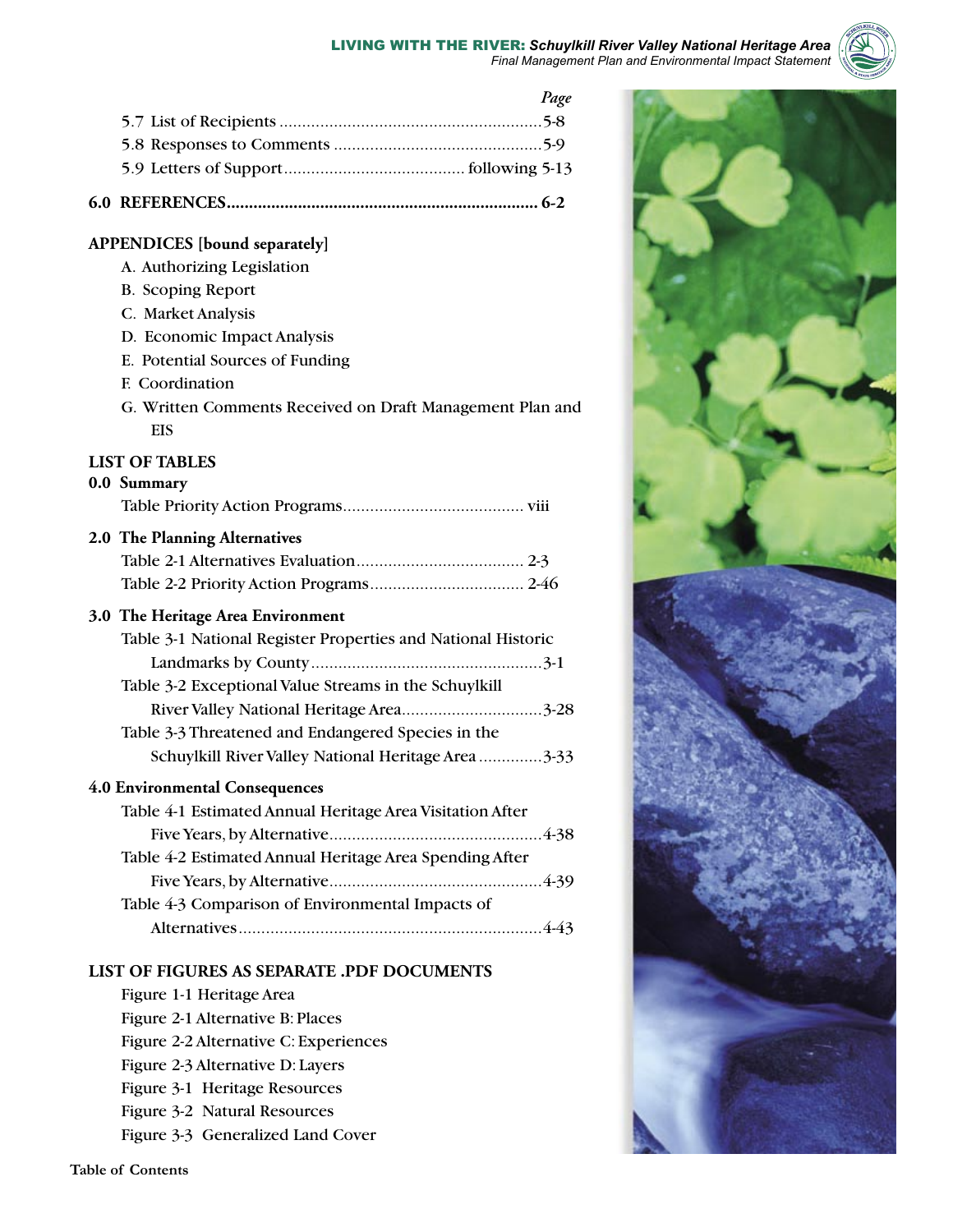Page

5.7 List of Recipients ..........................................................5-8
5.8 Responses to Comments .............................................5-9
5.9 Letters of Support........................................ following 5-13

**6.0 REFERENCES...................................................................... 6-2**

**APPENDICES [bound separately]**

A. Authorizing Legislation
B. Scoping Report
C. Market Analysis
D. Economic Impact Analysis
E. Potential Sources of Funding
F. Coordination
G. Written Comments Received on Draft Management Plan and EIS

**LIST OF TABLES**

**0.0 Summary**

Table Priority Action Programs........................................ viii

**2.0 The Planning Alternatives**

Table 2-1 Alternatives Evaluation..................................... 2-3
Table 2-2 Priority Action Programs.................................. 2-46

**3.0 The Heritage Area Environment**

Table 3-1 National Register Properties and National Historic Landmarks by County...................................................3-1
Table 3-2 Exceptional Value Streams in the Schuylkill River Valley National Heritage Area...............................3-28
Table 3-3 Threatened and Endangered Species in the Schuylkill River Valley National Heritage Area .............3-33

**4.0 Environmental Consequences**

Table 4-1 Estimated Annual Heritage Area Visitation After Five Years, by Alternative...............................................4-38
Table 4-2 Estimated Annual Heritage Area Spending After Five Years, by Alternative...............................................4-39
Table 4-3 Comparison of Environmental Impacts of Alternatives...................................................................4-43

**LIST OF FIGURES AS SEPARATE .PDF DOCUMENTS**

Figure 1-1 Heritage Area
Figure 2-1 Alternative B: Places
Figure 2-2 Alternative C: Experiences
Figure 2-3 Alternative D: Layers
Figure 3-1 Heritage Resources
Figure 3-2 Natural Resources
Figure 3-3 Generalized Land Cover